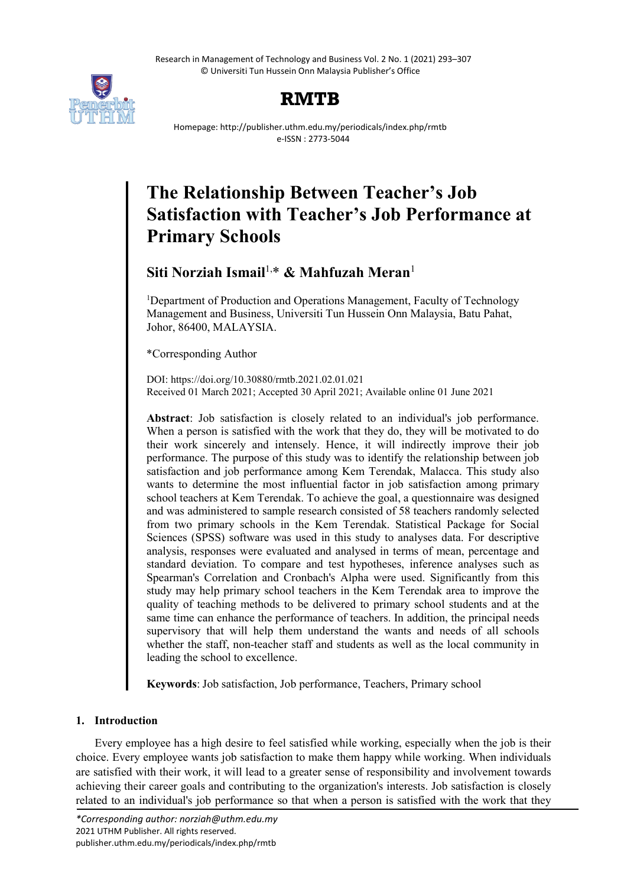# The Relationship Between Teacher's Job Satisfaction with Teacher's Job Performance at Primary Schools

**Siti Norziah Ismail[1,*] & Mahfuzah Meran[1]**

[1]Department of Production and Operations Management, Faculty of Technology Management and Business, Universiti Tun Hussein Onn Malaysia, Batu Pahat, Johor, 86400, MALAYSIA.

*Corresponding Author

DOI: https://doi.org/10.30880/rmtb.2021.02.01.021
Received 01 March 2021; Accepted 30 April 2021; Available online 01 June 2021

**Abstract**: Job satisfaction is closely related to an individual's job performance. When a person is satisfied with the work that they do, they will be motivated to do their work sincerely and intensely. Hence, it will indirectly improve their job performance. The purpose of this study was to identify the relationship between job satisfaction and job performance among Kem Terendak, Malacca. This study also wants to determine the most influential factor in job satisfaction among primary school teachers at Kem Terendak. To achieve the goal, a questionnaire was designed and was administered to sample research consisted of 58 teachers randomly selected from two primary schools in the Kem Terendak. Statistical Package for Social Sciences (SPSS) software was used in this study to analyses data. For descriptive analysis, responses were evaluated and analysed in terms of mean, percentage and standard deviation. To compare and test hypotheses, inference analyses such as Spearman's Correlation and Cronbach's Alpha were used. Significantly from this study may help primary school teachers in the Kem Terendak area to improve the quality of teaching methods to be delivered to primary school students and at the same time can enhance the performance of teachers. In addition, the principal needs supervisory that will help them understand the wants and needs of all schools whether the staff, non-teacher staff and students as well as the local community in leading the school to excellence.

**Keywords**: Job satisfaction, Job performance, Teachers, Primary school

## 1. Introduction

Every employee has a high desire to feel satisfied while working, especially when the job is their choice. Every employee wants job satisfaction to make them happy while working. When individuals are satisfied with their work, it will lead to a greater sense of responsibility and involvement towards achieving their career goals and contributing to the organization's interests. Job satisfaction is closely related to an individual's job performance so that when a person is satisfied with the work that they

*Corresponding author: norziah@uthm.edu.my
2021 UTHM Publisher. All rights reserved.
publisher.uthm.edu.my/periodicals/index.php/rmtb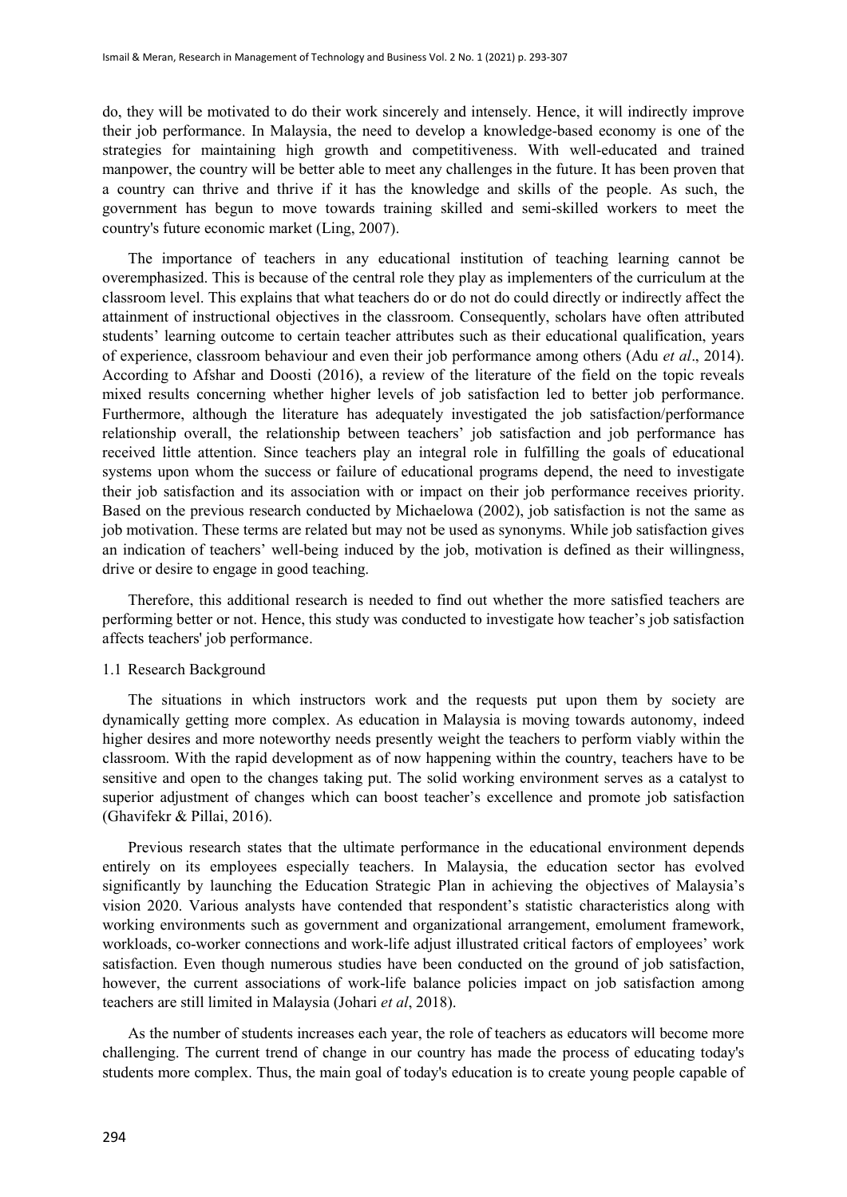do, they will be motivated to do their work sincerely and intensely. Hence, it will indirectly improve their job performance. In Malaysia, the need to develop a knowledge-based economy is one of the strategies for maintaining high growth and competitiveness. With well-educated and trained manpower, the country will be better able to meet any challenges in the future. It has been proven that a country can thrive and thrive if it has the knowledge and skills of the people. As such, the government has begun to move towards training skilled and semi-skilled workers to meet the country's future economic market (Ling, 2007).

The importance of teachers in any educational institution of teaching learning cannot be overemphasized. This is because of the central role they play as implementers of the curriculum at the classroom level. This explains that what teachers do or do not do could directly or indirectly affect the attainment of instructional objectives in the classroom. Consequently, scholars have often attributed students' learning outcome to certain teacher attributes such as their educational qualification, years of experience, classroom behaviour and even their job performance among others (Adu *et al*., 2014). According to Afshar and Doosti (2016), a review of the literature of the field on the topic reveals mixed results concerning whether higher levels of job satisfaction led to better job performance. Furthermore, although the literature has adequately investigated the job satisfaction/performance relationship overall, the relationship between teachers' job satisfaction and job performance has received little attention. Since teachers play an integral role in fulfilling the goals of educational systems upon whom the success or failure of educational programs depend, the need to investigate their job satisfaction and its association with or impact on their job performance receives priority. Based on the previous research conducted by Michaelowa (2002), job satisfaction is not the same as job motivation. These terms are related but may not be used as synonyms. While job satisfaction gives an indication of teachers' well-being induced by the job, motivation is defined as their willingness, drive or desire to engage in good teaching.

Therefore, this additional research is needed to find out whether the more satisfied teachers are performing better or not. Hence, this study was conducted to investigate how teacher's job satisfaction affects teachers' job performance.

## 1.1 Research Background

The situations in which instructors work and the requests put upon them by society are dynamically getting more complex. As education in Malaysia is moving towards autonomy, indeed higher desires and more noteworthy needs presently weight the teachers to perform viably within the classroom. With the rapid development as of now happening within the country, teachers have to be sensitive and open to the changes taking put. The solid working environment serves as a catalyst to superior adjustment of changes which can boost teacher's excellence and promote job satisfaction (Ghavifekr & Pillai, 2016).

Previous research states that the ultimate performance in the educational environment depends entirely on its employees especially teachers. In Malaysia, the education sector has evolved significantly by launching the Education Strategic Plan in achieving the objectives of Malaysia's vision 2020. Various analysts have contended that respondent's statistic characteristics along with working environments such as government and organizational arrangement, emolument framework, workloads, co-worker connections and work-life adjust illustrated critical factors of employees' work satisfaction. Even though numerous studies have been conducted on the ground of job satisfaction, however, the current associations of work-life balance policies impact on job satisfaction among teachers are still limited in Malaysia (Johari *et al*, 2018).

As the number of students increases each year, the role of teachers as educators will become more challenging. The current trend of change in our country has made the process of educating today's students more complex. Thus, the main goal of today's education is to create young people capable of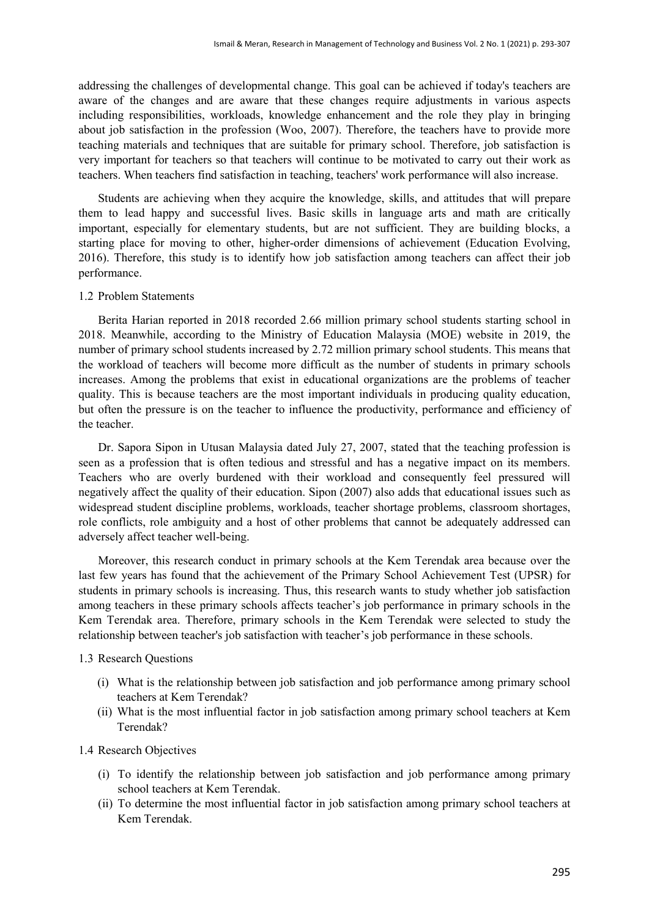addressing the challenges of developmental change. This goal can be achieved if today's teachers are aware of the changes and are aware that these changes require adjustments in various aspects including responsibilities, workloads, knowledge enhancement and the role they play in bringing about job satisfaction in the profession (Woo, 2007). Therefore, the teachers have to provide more teaching materials and techniques that are suitable for primary school. Therefore, job satisfaction is very important for teachers so that teachers will continue to be motivated to carry out their work as teachers. When teachers find satisfaction in teaching, teachers' work performance will also increase.

Students are achieving when they acquire the knowledge, skills, and attitudes that will prepare them to lead happy and successful lives. Basic skills in language arts and math are critically important, especially for elementary students, but are not sufficient. They are building blocks, a starting place for moving to other, higher-order dimensions of achievement (Education Evolving, 2016). Therefore, this study is to identify how job satisfaction among teachers can affect their job performance.

### 1.2 Problem Statements

Berita Harian reported in 2018 recorded 2.66 million primary school students starting school in 2018. Meanwhile, according to the Ministry of Education Malaysia (MOE) website in 2019, the number of primary school students increased by 2.72 million primary school students. This means that the workload of teachers will become more difficult as the number of students in primary schools increases. Among the problems that exist in educational organizations are the problems of teacher quality. This is because teachers are the most important individuals in producing quality education, but often the pressure is on the teacher to influence the productivity, performance and efficiency of the teacher.

Dr. Sapora Sipon in Utusan Malaysia dated July 27, 2007, stated that the teaching profession is seen as a profession that is often tedious and stressful and has a negative impact on its members. Teachers who are overly burdened with their workload and consequently feel pressured will negatively affect the quality of their education. Sipon (2007) also adds that educational issues such as widespread student discipline problems, workloads, teacher shortage problems, classroom shortages, role conflicts, role ambiguity and a host of other problems that cannot be adequately addressed can adversely affect teacher well-being.

Moreover, this research conduct in primary schools at the Kem Terendak area because over the last few years has found that the achievement of the Primary School Achievement Test (UPSR) for students in primary schools is increasing. Thus, this research wants to study whether job satisfaction among teachers in these primary schools affects teacher's job performance in primary schools in the Kem Terendak area. Therefore, primary schools in the Kem Terendak were selected to study the relationship between teacher's job satisfaction with teacher's job performance in these schools.

### 1.3 Research Questions

(i) What is the relationship between job satisfaction and job performance among primary school teachers at Kem Terendak?

(ii) What is the most influential factor in job satisfaction among primary school teachers at Kem Terendak?

### 1.4 Research Objectives

(i) To identify the relationship between job satisfaction and job performance among primary school teachers at Kem Terendak.

(ii) To determine the most influential factor in job satisfaction among primary school teachers at Kem Terendak.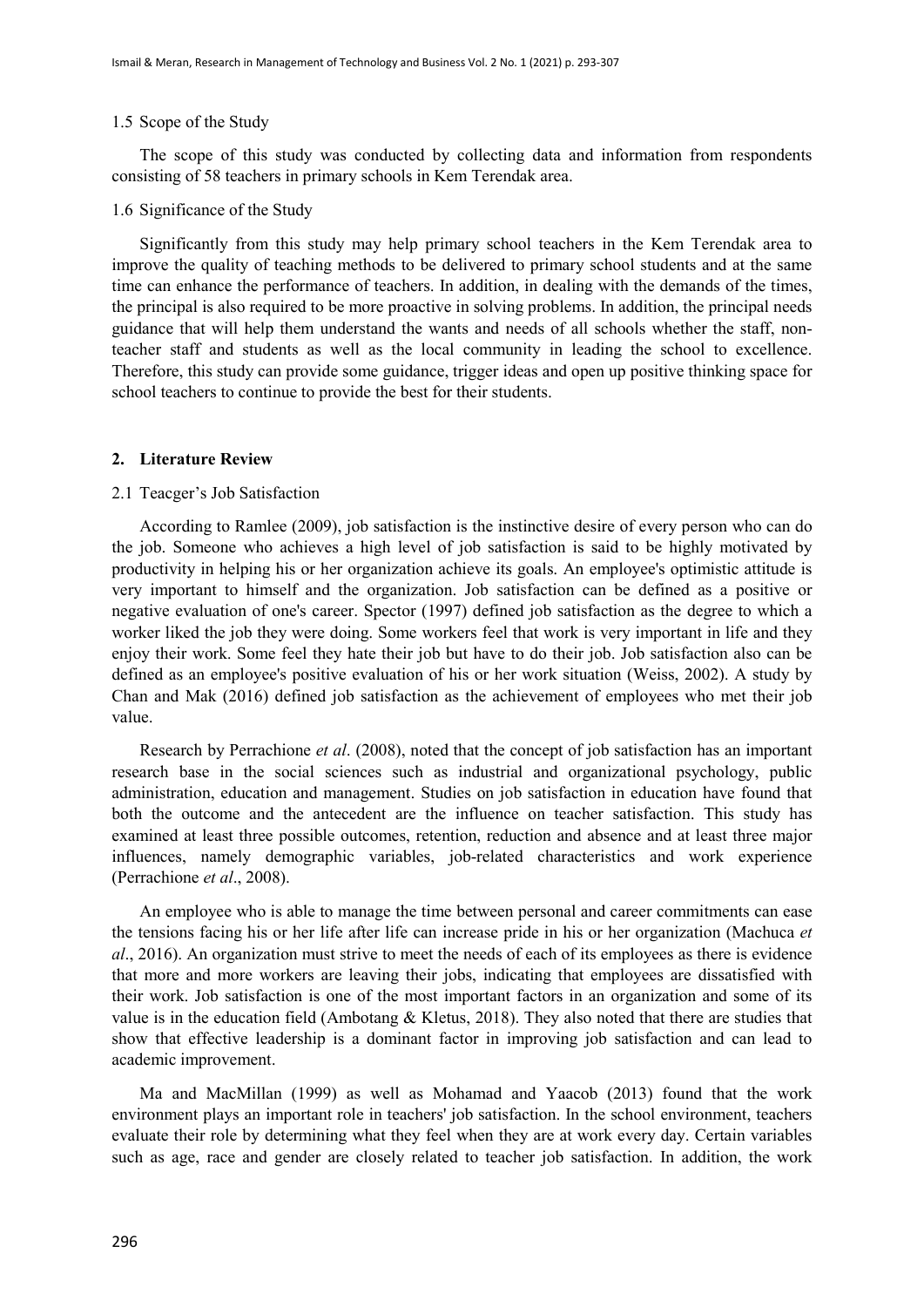### 1.5 Scope of the Study

The scope of this study was conducted by collecting data and information from respondents consisting of 58 teachers in primary schools in Kem Terendak area.

### 1.6 Significance of the Study

Significantly from this study may help primary school teachers in the Kem Terendak area to improve the quality of teaching methods to be delivered to primary school students and at the same time can enhance the performance of teachers. In addition, in dealing with the demands of the times, the principal is also required to be more proactive in solving problems. In addition, the principal needs guidance that will help them understand the wants and needs of all schools whether the staff, non-teacher staff and students as well as the local community in leading the school to excellence. Therefore, this study can provide some guidance, trigger ideas and open up positive thinking space for school teachers to continue to provide the best for their students.

## 2. Literature Review

### 2.1 Teacger's Job Satisfaction

According to Ramlee (2009), job satisfaction is the instinctive desire of every person who can do the job. Someone who achieves a high level of job satisfaction is said to be highly motivated by productivity in helping his or her organization achieve its goals. An employee's optimistic attitude is very important to himself and the organization. Job satisfaction can be defined as a positive or negative evaluation of one's career. Spector (1997) defined job satisfaction as the degree to which a worker liked the job they were doing. Some workers feel that work is very important in life and they enjoy their work. Some feel they hate their job but have to do their job. Job satisfaction also can be defined as an employee's positive evaluation of his or her work situation (Weiss, 2002). A study by Chan and Mak (2016) defined job satisfaction as the achievement of employees who met their job value.

Research by Perrachione *et al*. (2008), noted that the concept of job satisfaction has an important research base in the social sciences such as industrial and organizational psychology, public administration, education and management. Studies on job satisfaction in education have found that both the outcome and the antecedent are the influence on teacher satisfaction. This study has examined at least three possible outcomes, retention, reduction and absence and at least three major influences, namely demographic variables, job-related characteristics and work experience (Perrachione *et al*., 2008).

An employee who is able to manage the time between personal and career commitments can ease the tensions facing his or her life after life can increase pride in his or her organization (Machuca *et al*., 2016). An organization must strive to meet the needs of each of its employees as there is evidence that more and more workers are leaving their jobs, indicating that employees are dissatisfied with their work. Job satisfaction is one of the most important factors in an organization and some of its value is in the education field (Ambotang & Kletus, 2018). They also noted that there are studies that show that effective leadership is a dominant factor in improving job satisfaction and can lead to academic improvement.

Ma and MacMillan (1999) as well as Mohamad and Yaacob (2013) found that the work environment plays an important role in teachers' job satisfaction. In the school environment, teachers evaluate their role by determining what they feel when they are at work every day. Certain variables such as age, race and gender are closely related to teacher job satisfaction. In addition, the work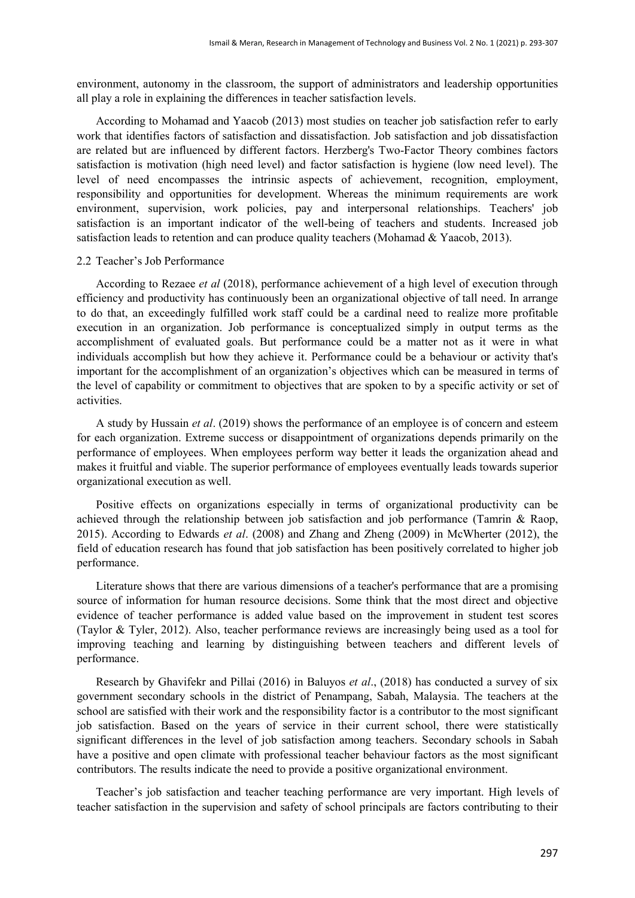environment, autonomy in the classroom, the support of administrators and leadership opportunities all play a role in explaining the differences in teacher satisfaction levels.

According to Mohamad and Yaacob (2013) most studies on teacher job satisfaction refer to early work that identifies factors of satisfaction and dissatisfaction. Job satisfaction and job dissatisfaction are related but are influenced by different factors. Herzberg's Two-Factor Theory combines factors satisfaction is motivation (high need level) and factor satisfaction is hygiene (low need level). The level of need encompasses the intrinsic aspects of achievement, recognition, employment, responsibility and opportunities for development. Whereas the minimum requirements are work environment, supervision, work policies, pay and interpersonal relationships. Teachers' job satisfaction is an important indicator of the well-being of teachers and students. Increased job satisfaction leads to retention and can produce quality teachers (Mohamad & Yaacob, 2013).

### 2.2 Teacher's Job Performance

According to Rezaee *et al* (2018), performance achievement of a high level of execution through efficiency and productivity has continuously been an organizational objective of tall need. In arrange to do that, an exceedingly fulfilled work staff could be a cardinal need to realize more profitable execution in an organization. Job performance is conceptualized simply in output terms as the accomplishment of evaluated goals. But performance could be a matter not as it were in what individuals accomplish but how they achieve it. Performance could be a behaviour or activity that's important for the accomplishment of an organization's objectives which can be measured in terms of the level of capability or commitment to objectives that are spoken to by a specific activity or set of activities.

A study by Hussain *et al*. (2019) shows the performance of an employee is of concern and esteem for each organization. Extreme success or disappointment of organizations depends primarily on the performance of employees. When employees perform way better it leads the organization ahead and makes it fruitful and viable. The superior performance of employees eventually leads towards superior organizational execution as well.

Positive effects on organizations especially in terms of organizational productivity can be achieved through the relationship between job satisfaction and job performance (Tamrin & Raop, 2015). According to Edwards *et al*. (2008) and Zhang and Zheng (2009) in McWherter (2012), the field of education research has found that job satisfaction has been positively correlated to higher job performance.

Literature shows that there are various dimensions of a teacher's performance that are a promising source of information for human resource decisions. Some think that the most direct and objective evidence of teacher performance is added value based on the improvement in student test scores (Taylor & Tyler, 2012). Also, teacher performance reviews are increasingly being used as a tool for improving teaching and learning by distinguishing between teachers and different levels of performance.

Research by Ghavifekr and Pillai (2016) in Baluyos *et al*., (2018) has conducted a survey of six government secondary schools in the district of Penampang, Sabah, Malaysia. The teachers at the school are satisfied with their work and the responsibility factor is a contributor to the most significant job satisfaction. Based on the years of service in their current school, there were statistically significant differences in the level of job satisfaction among teachers. Secondary schools in Sabah have a positive and open climate with professional teacher behaviour factors as the most significant contributors. The results indicate the need to provide a positive organizational environment.

Teacher's job satisfaction and teacher teaching performance are very important. High levels of teacher satisfaction in the supervision and safety of school principals are factors contributing to their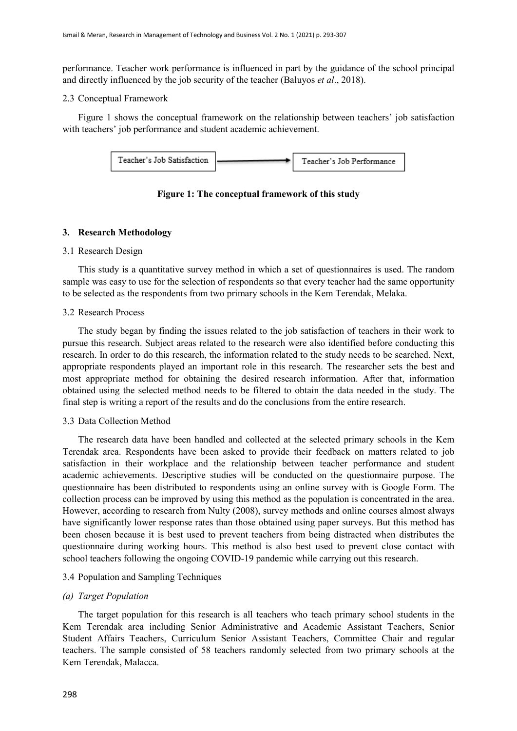performance. Teacher work performance is influenced in part by the guidance of the school principal and directly influenced by the job security of the teacher (Baluyos *et al*., 2018).

### 2.3 Conceptual Framework

Figure 1 shows the conceptual framework on the relationship between teachers' job satisfaction with teachers' job performance and student academic achievement.

Teacher's Job Satisfaction → Teacher's Job Performance

**Figure 1: The conceptual framework of this study**

## 3. Research Methodology

### 3.1 Research Design

This study is a quantitative survey method in which a set of questionnaires is used. The random sample was easy to use for the selection of respondents so that every teacher had the same opportunity to be selected as the respondents from two primary schools in the Kem Terendak, Melaka.

### 3.2 Research Process

The study began by finding the issues related to the job satisfaction of teachers in their work to pursue this research. Subject areas related to the research were also identified before conducting this research. In order to do this research, the information related to the study needs to be searched. Next, appropriate respondents played an important role in this research. The researcher sets the best and most appropriate method for obtaining the desired research information. After that, information obtained using the selected method needs to be filtered to obtain the data needed in the study. The final step is writing a report of the results and do the conclusions from the entire research.

### 3.3 Data Collection Method

The research data have been handled and collected at the selected primary schools in the Kem Terendak area. Respondents have been asked to provide their feedback on matters related to job satisfaction in their workplace and the relationship between teacher performance and student academic achievements. Descriptive studies will be conducted on the questionnaire purpose. The questionnaire has been distributed to respondents using an online survey with is Google Form. The collection process can be improved by using this method as the population is concentrated in the area. However, according to research from Nulty (2008), survey methods and online courses almost always have significantly lower response rates than those obtained using paper surveys. But this method has been chosen because it is best used to prevent teachers from being distracted when distributes the questionnaire during working hours. This method is also best used to prevent close contact with school teachers following the ongoing COVID-19 pandemic while carrying out this research.

### 3.4 Population and Sampling Techniques

*(a) Target Population*

The target population for this research is all teachers who teach primary school students in the Kem Terendak area including Senior Administrative and Academic Assistant Teachers, Senior Student Affairs Teachers, Curriculum Senior Assistant Teachers, Committee Chair and regular teachers. The sample consisted of 58 teachers randomly selected from two primary schools at the Kem Terendak, Malacca.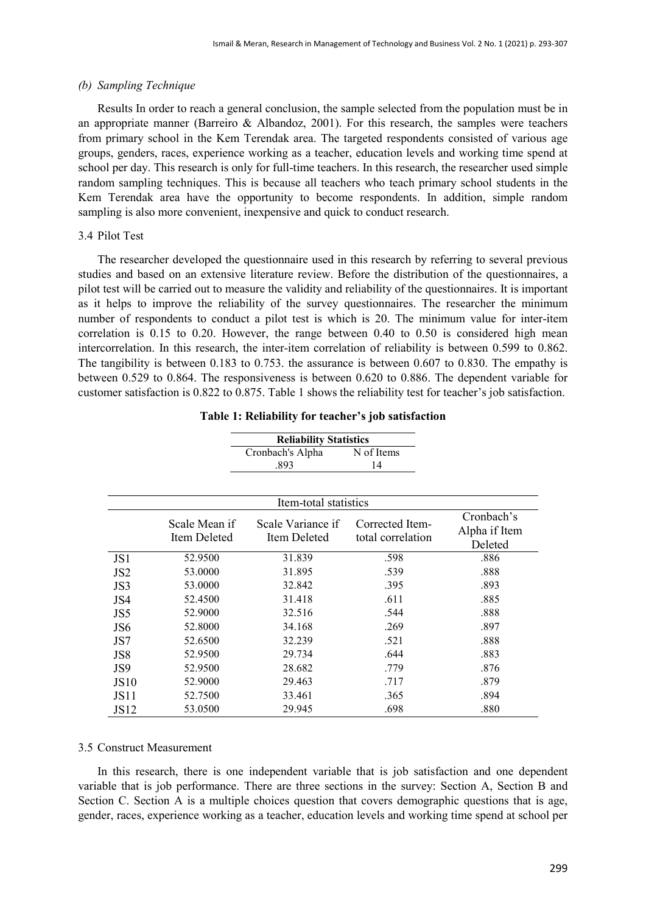*(b) Sampling Technique*

Results In order to reach a general conclusion, the sample selected from the population must be in an appropriate manner (Barreiro & Albandoz, 2001). For this research, the samples were teachers from primary school in the Kem Terendak area. The targeted respondents consisted of various age groups, genders, races, experience working as a teacher, education levels and working time spend at school per day. This research is only for full-time teachers. In this research, the researcher used simple random sampling techniques. This is because all teachers who teach primary school students in the Kem Terendak area have the opportunity to become respondents. In addition, simple random sampling is also more convenient, inexpensive and quick to conduct research.

### 3.4 Pilot Test

The researcher developed the questionnaire used in this research by referring to several previous studies and based on an extensive literature review. Before the distribution of the questionnaires, a pilot test will be carried out to measure the validity and reliability of the questionnaires. It is important as it helps to improve the reliability of the survey questionnaires. The researcher the minimum number of respondents to conduct a pilot test is which is 20. The minimum value for inter-item correlation is 0.15 to 0.20. However, the range between 0.40 to 0.50 is considered high mean intercorrelation. In this research, the inter-item correlation of reliability is between 0.599 to 0.862. The tangibility is between 0.183 to 0.753. the assurance is between 0.607 to 0.830. The empathy is between 0.529 to 0.864. The responsiveness is between 0.620 to 0.886. The dependent variable for customer satisfaction is 0.822 to 0.875. Table 1 shows the reliability test for teacher's job satisfaction.

**Table 1: Reliability for teacher's job satisfaction**

| Reliability Statistics | |
|---|---|
| Cronbach's Alpha | N of Items |
| .893 | 14 |

| Item-total statistics | | | | |
|---|---|---|---|---|
| | Scale Mean if Item Deleted | Scale Variance if Item Deleted | Corrected Item-total correlation | Cronbach's Alpha if Item Deleted |
| JS1 | 52.9500 | 31.839 | .598 | .886 |
| JS2 | 53.0000 | 31.895 | .539 | .888 |
| JS3 | 53.0000 | 32.842 | .395 | .893 |
| JS4 | 52.4500 | 31.418 | .611 | .885 |
| JS5 | 52.9000 | 32.516 | .544 | .888 |
| JS6 | 52.8000 | 34.168 | .269 | .897 |
| JS7 | 52.6500 | 32.239 | .521 | .888 |
| JS8 | 52.9500 | 29.734 | .644 | .883 |
| JS9 | 52.9500 | 28.682 | .779 | .876 |
| JS10 | 52.9000 | 29.463 | .717 | .879 |
| JS11 | 52.7500 | 33.461 | .365 | .894 |
| JS12 | 53.0500 | 29.945 | .698 | .880 |

### 3.5 Construct Measurement

In this research, there is one independent variable that is job satisfaction and one dependent variable that is job performance. There are three sections in the survey: Section A, Section B and Section C. Section A is a multiple choices question that covers demographic questions that is age, gender, races, experience working as a teacher, education levels and working time spend at school per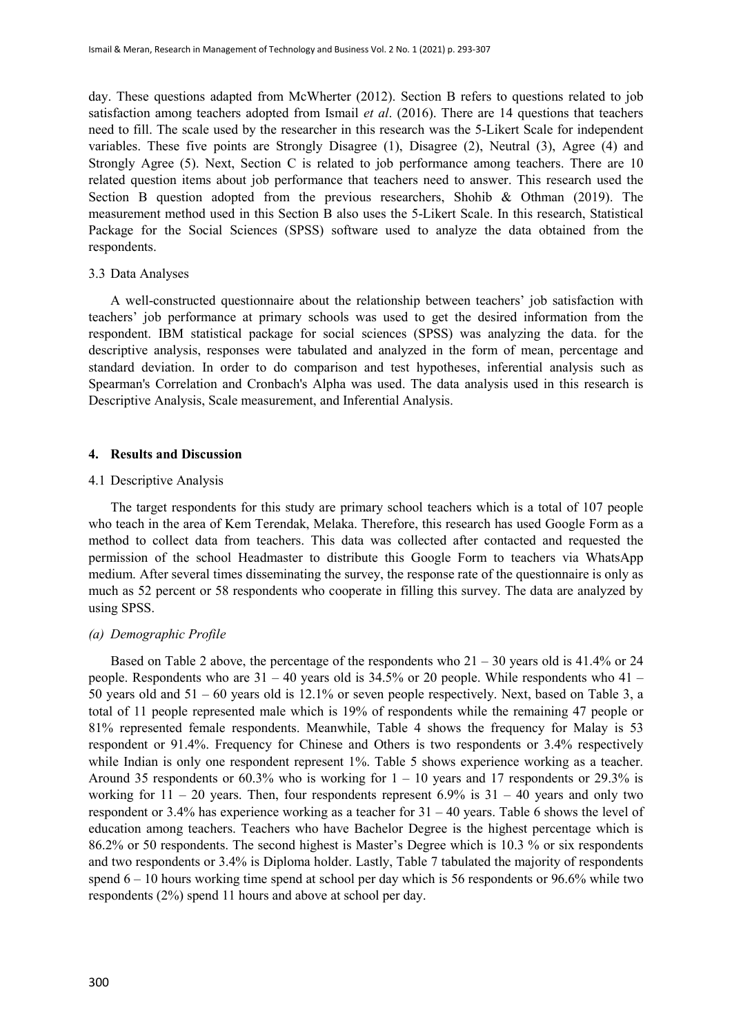day. These questions adapted from McWherter (2012). Section B refers to questions related to job satisfaction among teachers adopted from Ismail *et al*. (2016). There are 14 questions that teachers need to fill. The scale used by the researcher in this research was the 5-Likert Scale for independent variables. These five points are Strongly Disagree (1), Disagree (2), Neutral (3), Agree (4) and Strongly Agree (5). Next, Section C is related to job performance among teachers. There are 10 related question items about job performance that teachers need to answer. This research used the Section B question adopted from the previous researchers, Shohib & Othman (2019). The measurement method used in this Section B also uses the 5-Likert Scale. In this research, Statistical Package for the Social Sciences (SPSS) software used to analyze the data obtained from the respondents.

### 3.3 Data Analyses

A well-constructed questionnaire about the relationship between teachers' job satisfaction with teachers' job performance at primary schools was used to get the desired information from the respondent. IBM statistical package for social sciences (SPSS) was analyzing the data. for the descriptive analysis, responses were tabulated and analyzed in the form of mean, percentage and standard deviation. In order to do comparison and test hypotheses, inferential analysis such as Spearman's Correlation and Cronbach's Alpha was used. The data analysis used in this research is Descriptive Analysis, Scale measurement, and Inferential Analysis.

## 4. Results and Discussion

### 4.1 Descriptive Analysis

The target respondents for this study are primary school teachers which is a total of 107 people who teach in the area of Kem Terendak, Melaka. Therefore, this research has used Google Form as a method to collect data from teachers. This data was collected after contacted and requested the permission of the school Headmaster to distribute this Google Form to teachers via WhatsApp medium. After several times disseminating the survey, the response rate of the questionnaire is only as much as 52 percent or 58 respondents who cooperate in filling this survey. The data are analyzed by using SPSS.

#### *(a) Demographic Profile*

Based on Table 2 above, the percentage of the respondents who 21 – 30 years old is 41.4% or 24 people. Respondents who are 31 – 40 years old is 34.5% or 20 people. While respondents who 41 – 50 years old and 51 – 60 years old is 12.1% or seven people respectively. Next, based on Table 3, a total of 11 people represented male which is 19% of respondents while the remaining 47 people or 81% represented female respondents. Meanwhile, Table 4 shows the frequency for Malay is 53 respondent or 91.4%. Frequency for Chinese and Others is two respondents or 3.4% respectively while Indian is only one respondent represent 1%. Table 5 shows experience working as a teacher. Around 35 respondents or 60.3% who is working for 1 – 10 years and 17 respondents or 29.3% is working for 11 – 20 years. Then, four respondents represent 6.9% is 31 – 40 years and only two respondent or 3.4% has experience working as a teacher for 31 – 40 years. Table 6 shows the level of education among teachers. Teachers who have Bachelor Degree is the highest percentage which is 86.2% or 50 respondents. The second highest is Master's Degree which is 10.3 % or six respondents and two respondents or 3.4% is Diploma holder. Lastly, Table 7 tabulated the majority of respondents spend 6 – 10 hours working time spend at school per day which is 56 respondents or 96.6% while two respondents (2%) spend 11 hours and above at school per day.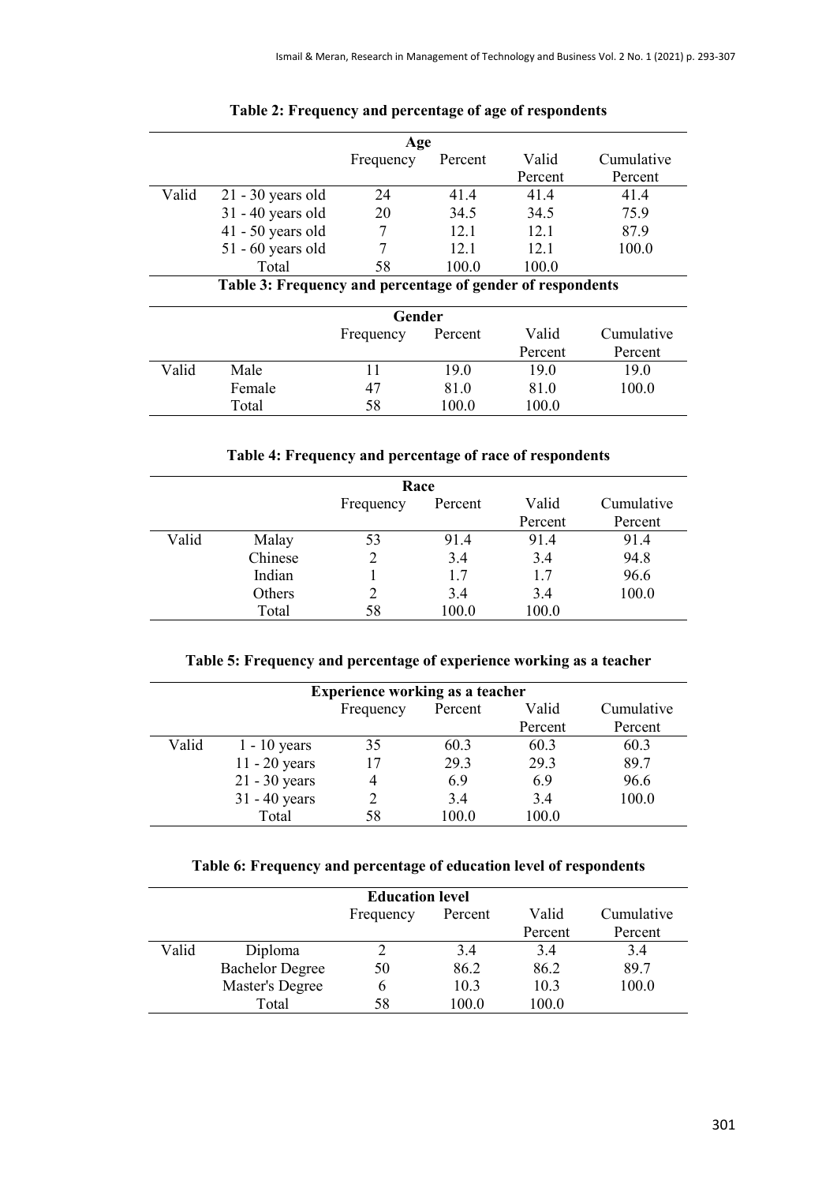**Table 2: Frequency and percentage of age of respondents**

| Age | | | | | |
|---|---|---|---|---|---|
| | | Frequency | Percent | Valid Percent | Cumulative Percent |
| Valid | 21 - 30 years old | 24 | 41.4 | 41.4 | 41.4 |
| | 31 - 40 years old | 20 | 34.5 | 34.5 | 75.9 |
| | 41 - 50 years old | 7 | 12.1 | 12.1 | 87.9 |
| | 51 - 60 years old | 7 | 12.1 | 12.1 | 100.0 |
| | Total | 58 | 100.0 | 100.0 | |

**Table 3: Frequency and percentage of gender of respondents**

| Gender | | | | | |
|---|---|---|---|---|---|
| | | Frequency | Percent | Valid Percent | Cumulative Percent |
| Valid | Male | 11 | 19.0 | 19.0 | 19.0 |
| | Female | 47 | 81.0 | 81.0 | 100.0 |
| | Total | 58 | 100.0 | 100.0 | |

**Table 4: Frequency and percentage of race of respondents**

| Race | | | | | |
|---|---|---|---|---|---|
| | | Frequency | Percent | Valid Percent | Cumulative Percent |
| Valid | Malay | 53 | 91.4 | 91.4 | 91.4 |
| | Chinese | 2 | 3.4 | 3.4 | 94.8 |
| | Indian | 1 | 1.7 | 1.7 | 96.6 |
| | Others | 2 | 3.4 | 3.4 | 100.0 |
| | Total | 58 | 100.0 | 100.0 | |

**Table 5: Frequency and percentage of experience working as a teacher**

| Experience working as a teacher | | | | | |
|---|---|---|---|---|---|
| | | Frequency | Percent | Valid Percent | Cumulative Percent |
| Valid | 1 - 10 years | 35 | 60.3 | 60.3 | 60.3 |
| | 11 - 20 years | 17 | 29.3 | 29.3 | 89.7 |
| | 21 - 30 years | 4 | 6.9 | 6.9 | 96.6 |
| | 31 - 40 years | 2 | 3.4 | 3.4 | 100.0 |
| | Total | 58 | 100.0 | 100.0 | |

**Table 6: Frequency and percentage of education level of respondents**

| Education level | | | | | |
|---|---|---|---|---|---|
| | | Frequency | Percent | Valid Percent | Cumulative Percent |
| Valid | Diploma | 2 | 3.4 | 3.4 | 3.4 |
| | Bachelor Degree | 50 | 86.2 | 86.2 | 89.7 |
| | Master's Degree | 6 | 10.3 | 10.3 | 100.0 |
| | Total | 58 | 100.0 | 100.0 | |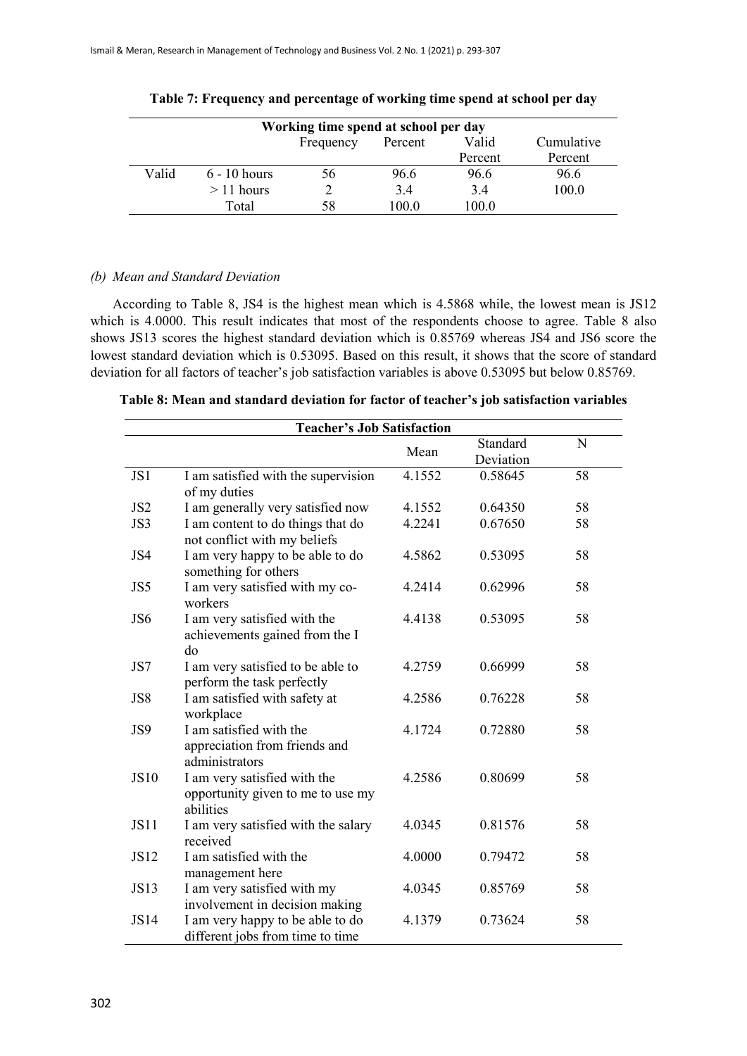**Table 7: Frequency and percentage of working time spend at school per day**

| Working time spend at school per day | | | | | |
|---|---|---|---|---|---|
| | | Frequency | Percent | Valid Percent | Cumulative Percent |
| Valid | 6 - 10 hours | 56 | 96.6 | 96.6 | 96.6 |
| | > 11 hours | 2 | 3.4 | 3.4 | 100.0 |
| | Total | 58 | 100.0 | 100.0 | |

*(b) Mean and Standard Deviation*

According to Table 8, JS4 is the highest mean which is 4.5868 while, the lowest mean is JS12 which is 4.0000. This result indicates that most of the respondents choose to agree. Table 8 also shows JS13 scores the highest standard deviation which is 0.85769 whereas JS4 and JS6 score the lowest standard deviation which is 0.53095. Based on this result, it shows that the score of standard deviation for all factors of teacher's job satisfaction variables is above 0.53095 but below 0.85769.

**Table 8: Mean and standard deviation for factor of teacher's job satisfaction variables**

| Teacher's Job Satisfaction | | | | |
|---|---|---|---|---|
| | | Mean | Standard Deviation | N |
| JS1 | I am satisfied with the supervision of my duties | 4.1552 | 0.58645 | 58 |
| JS2 | I am generally very satisfied now | 4.1552 | 0.64350 | 58 |
| JS3 | I am content to do things that do not conflict with my beliefs | 4.2241 | 0.67650 | 58 |
| JS4 | I am very happy to be able to do something for others | 4.5862 | 0.53095 | 58 |
| JS5 | I am very satisfied with my co-workers | 4.2414 | 0.62996 | 58 |
| JS6 | I am very satisfied with the achievements gained from the I do | 4.4138 | 0.53095 | 58 |
| JS7 | I am very satisfied to be able to perform the task perfectly | 4.2759 | 0.66999 | 58 |
| JS8 | I am satisfied with safety at workplace | 4.2586 | 0.76228 | 58 |
| JS9 | I am satisfied with the appreciation from friends and administrators | 4.1724 | 0.72880 | 58 |
| JS10 | I am very satisfied with the opportunity given to me to use my abilities | 4.2586 | 0.80699 | 58 |
| JS11 | I am very satisfied with the salary received | 4.0345 | 0.81576 | 58 |
| JS12 | I am satisfied with the management here | 4.0000 | 0.79472 | 58 |
| JS13 | I am very satisfied with my involvement in decision making | 4.0345 | 0.85769 | 58 |
| JS14 | I am very happy to be able to do different jobs from time to time | 4.1379 | 0.73624 | 58 |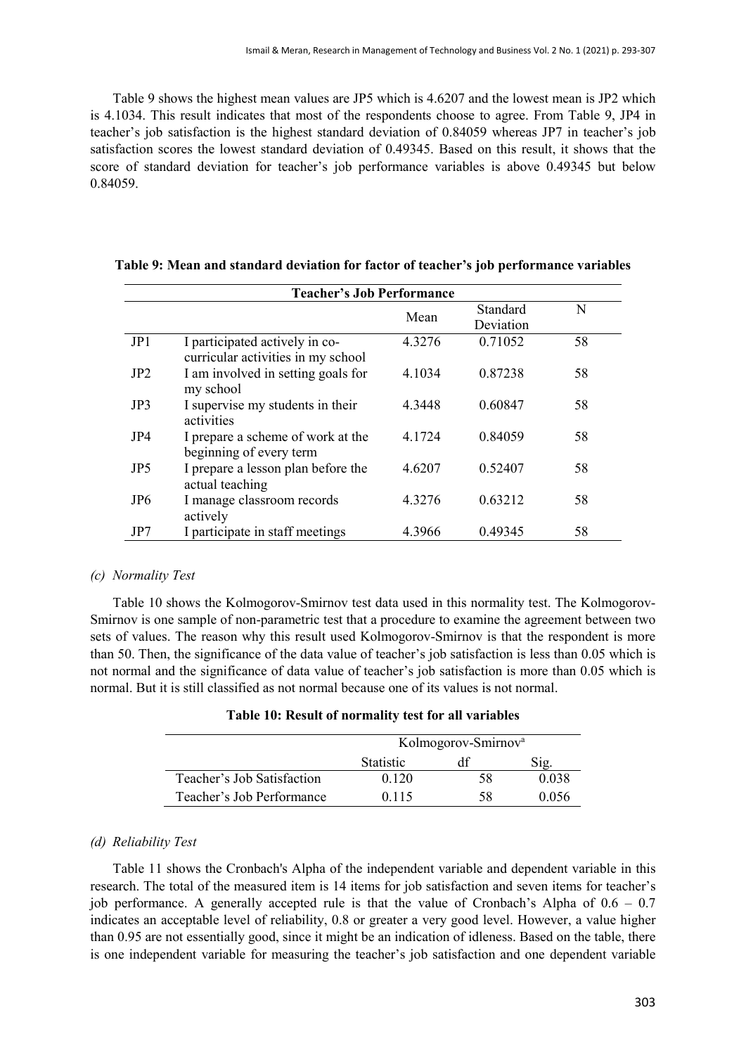Table 9 shows the highest mean values are JP5 which is 4.6207 and the lowest mean is JP2 which is 4.1034. This result indicates that most of the respondents choose to agree. From Table 9, JP4 in teacher's job satisfaction is the highest standard deviation of 0.84059 whereas JP7 in teacher's job satisfaction scores the lowest standard deviation of 0.49345. Based on this result, it shows that the score of standard deviation for teacher's job performance variables is above 0.49345 but below 0.84059.

**Table 9: Mean and standard deviation for factor of teacher's job performance variables**

| Teacher's Job Performance | | | | |
|---|---|---|---|---|
| | | Mean | Standard Deviation | N |
| JP1 | I participated actively in co-curricular activities in my school | 4.3276 | 0.71052 | 58 |
| JP2 | I am involved in setting goals for my school | 4.1034 | 0.87238 | 58 |
| JP3 | I supervise my students in their activities | 4.3448 | 0.60847 | 58 |
| JP4 | I prepare a scheme of work at the beginning of every term | 4.1724 | 0.84059 | 58 |
| JP5 | I prepare a lesson plan before the actual teaching | 4.6207 | 0.52407 | 58 |
| JP6 | I manage classroom records actively | 4.3276 | 0.63212 | 58 |
| JP7 | I participate in staff meetings | 4.3966 | 0.49345 | 58 |

*(c) Normality Test*

Table 10 shows the Kolmogorov-Smirnov test data used in this normality test. The Kolmogorov-Smirnov is one sample of non-parametric test that a procedure to examine the agreement between two sets of values. The reason why this result used Kolmogorov-Smirnov is that the respondent is more than 50. Then, the significance of the data value of teacher's job satisfaction is less than 0.05 which is not normal and the significance of data value of teacher's job satisfaction is more than 0.05 which is normal. But it is still classified as not normal because one of its values is not normal.

**Table 10: Result of normality test for all variables**

| | Kolmogorov-Smirnov[a] | | |
|---|---|---|---|
| | Statistic | df | Sig. |
| Teacher's Job Satisfaction | 0.120 | 58 | 0.038 |
| Teacher's Job Performance | 0.115 | 58 | 0.056 |

*(d) Reliability Test*

Table 11 shows the Cronbach's Alpha of the independent variable and dependent variable in this research. The total of the measured item is 14 items for job satisfaction and seven items for teacher's job performance. A generally accepted rule is that the value of Cronbach's Alpha of 0.6 – 0.7 indicates an acceptable level of reliability, 0.8 or greater a very good level. However, a value higher than 0.95 are not essentially good, since it might be an indication of idleness. Based on the table, there is one independent variable for measuring the teacher's job satisfaction and one dependent variable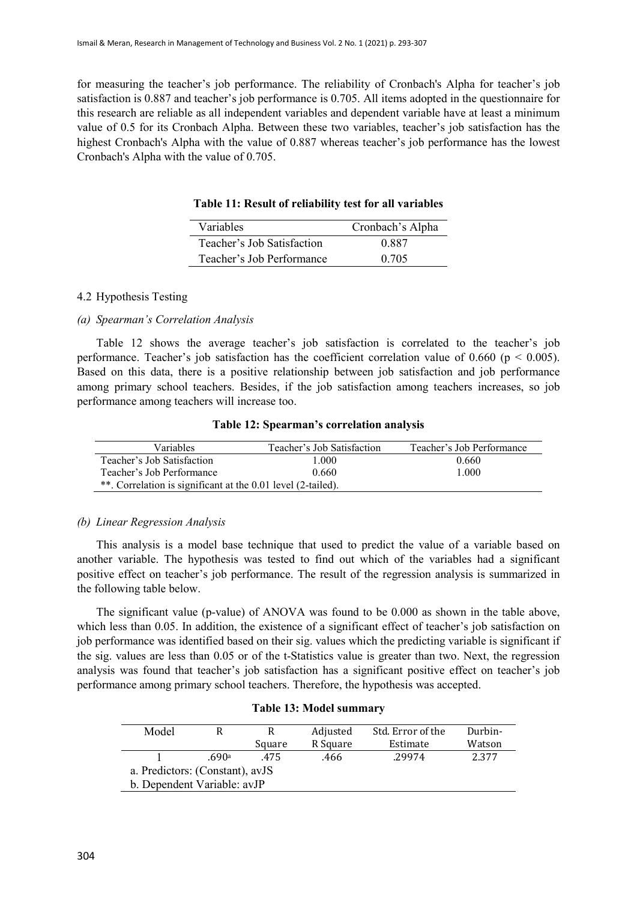for measuring the teacher's job performance. The reliability of Cronbach's Alpha for teacher's job satisfaction is 0.887 and teacher's job performance is 0.705. All items adopted in the questionnaire for this research are reliable as all independent variables and dependent variable have at least a minimum value of 0.5 for its Cronbach Alpha. Between these two variables, teacher's job satisfaction has the highest Cronbach's Alpha with the value of 0.887 whereas teacher's job performance has the lowest Cronbach's Alpha with the value of 0.705.

**Table 11: Result of reliability test for all variables**

| Variables | Cronbach's Alpha |
|---|---|
| Teacher's Job Satisfaction | 0.887 |
| Teacher's Job Performance | 0.705 |

## 4.2 Hypothesis Testing

### *(a) Spearman's Correlation Analysis*

Table 12 shows the average teacher's job satisfaction is correlated to the teacher's job performance. Teacher's job satisfaction has the coefficient correlation value of 0.660 ($p < 0.005$). Based on this data, there is a positive relationship between job satisfaction and job performance among primary school teachers. Besides, if the job satisfaction among teachers increases, so job performance among teachers will increase too.

**Table 12: Spearman's correlation analysis**

| Variables | Teacher's Job Satisfaction | Teacher's Job Performance |
|---|---|---|
| Teacher's Job Satisfaction | 1.000 | 0.660 |
| Teacher's Job Performance | 0.660 | 1.000 |
| **. Correlation is significant at the 0.01 level (2-tailed). | | |

### *(b) Linear Regression Analysis*

This analysis is a model base technique that used to predict the value of a variable based on another variable. The hypothesis was tested to find out which of the variables had a significant positive effect on teacher's job performance. The result of the regression analysis is summarized in the following table below.

The significant value (p-value) of ANOVA was found to be 0.000 as shown in the table above, which less than 0.05. In addition, the existence of a significant effect of teacher's job satisfaction on job performance was identified based on their sig. values which the predicting variable is significant if the sig. values are less than 0.05 or of the t-Statistics value is greater than two. Next, the regression analysis was found that teacher's job satisfaction has a significant positive effect on teacher's job performance among primary school teachers. Therefore, the hypothesis was accepted.

**Table 13: Model summary**

| Model | R | R Square | Adjusted R Square | Std. Error of the Estimate | Durbin-Watson |
|---|---|---|---|---|---|
| 1 | .690[a] | .475 | .466 | .29974 | 2.377 |
| a. Predictors: (Constant), avJS | | | | | |
| b. Dependent Variable: avJP | | | | | |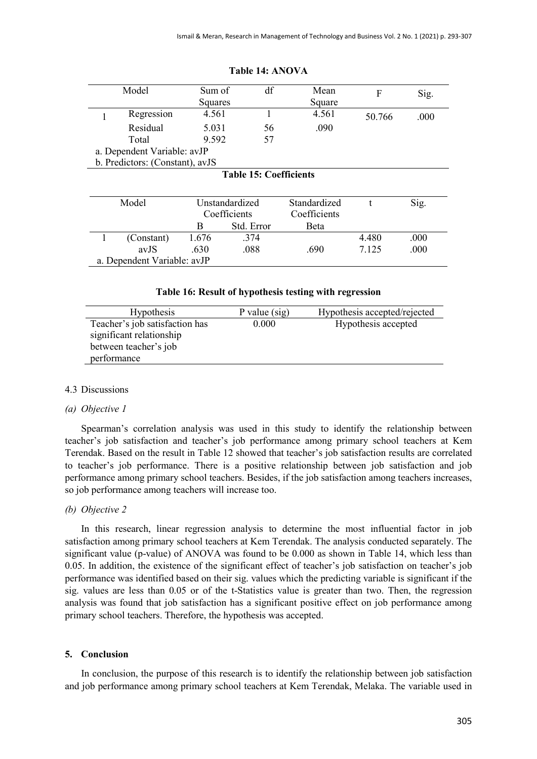**Table 14: ANOVA**

| Model | | Sum of Squares | df | Mean Square | F | Sig. |
|---|---|---|---|---|---|---|
| 1 | Regression | 4.561 | 1 | 4.561 | 50.766 | .000 |
| | Residual | 5.031 | 56 | .090 | | |
| | Total | 9.592 | 57 | | | |

a. Dependent Variable: avJP
b. Predictors: (Constant), avJS

**Table 15: Coefficients**

| Model | | Unstandardized Coefficients | | Standardized Coefficients | t | Sig. |
|---|---|---|---|---|---|---|
| | | B | Std. Error | Beta | | |
| 1 | (Constant) | 1.676 | .374 | | 4.480 | .000 |
| | avJS | .630 | .088 | .690 | 7.125 | .000 |

a. Dependent Variable: avJP

**Table 16: Result of hypothesis testing with regression**

| Hypothesis | P value (sig) | Hypothesis accepted/rejected |
|---|---|---|
| Teacher's job satisfaction has significant relationship between teacher's job performance | 0.000 | Hypothesis accepted |

### 4.3 Discussions

*(a) Objective 1*

Spearman's correlation analysis was used in this study to identify the relationship between teacher's job satisfaction and teacher's job performance among primary school teachers at Kem Terendak. Based on the result in Table 12 showed that teacher's job satisfaction results are correlated to teacher's job performance. There is a positive relationship between job satisfaction and job performance among primary school teachers. Besides, if the job satisfaction among teachers increases, so job performance among teachers will increase too.

*(b) Objective 2*

In this research, linear regression analysis to determine the most influential factor in job satisfaction among primary school teachers at Kem Terendak. The analysis conducted separately. The significant value (p-value) of ANOVA was found to be 0.000 as shown in Table 14, which less than 0.05. In addition, the existence of the significant effect of teacher's job satisfaction on teacher's job performance was identified based on their sig. values which the predicting variable is significant if the sig. values are less than 0.05 or of the t-Statistics value is greater than two. Then, the regression analysis was found that job satisfaction has a significant positive effect on job performance among primary school teachers. Therefore, the hypothesis was accepted.

## 5. Conclusion

In conclusion, the purpose of this research is to identify the relationship between job satisfaction and job performance among primary school teachers at Kem Terendak, Melaka. The variable used in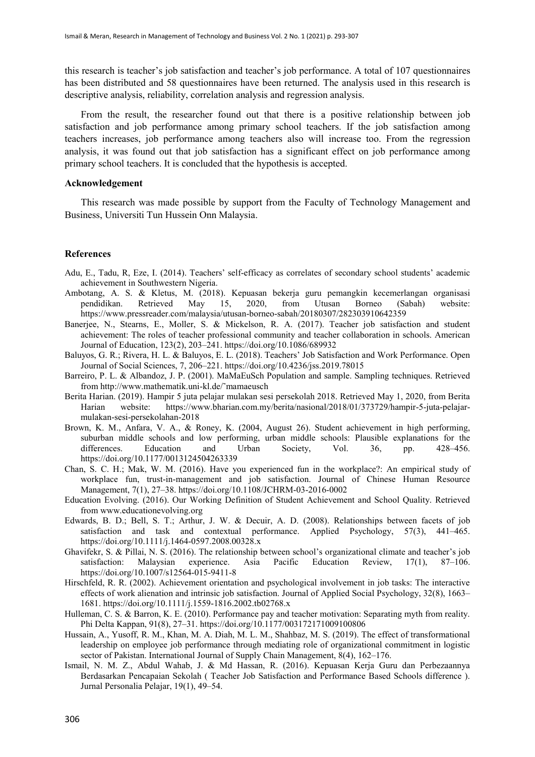this research is teacher's job satisfaction and teacher's job performance. A total of 107 questionnaires has been distributed and 58 questionnaires have been returned. The analysis used in this research is descriptive analysis, reliability, correlation analysis and regression analysis.

From the result, the researcher found out that there is a positive relationship between job satisfaction and job performance among primary school teachers. If the job satisfaction among teachers increases, job performance among teachers also will increase too. From the regression analysis, it was found out that job satisfaction has a significant effect on job performance among primary school teachers. It is concluded that the hypothesis is accepted.

### Acknowledgement

This research was made possible by support from the Faculty of Technology Management and Business, Universiti Tun Hussein Onn Malaysia.

### References

Adu, E., Tadu, R, Eze, I. (2014). Teachers' self-efficacy as correlates of secondary school students' academic achievement in Southwestern Nigeria.

Ambotang, A. S. & Kletus, M. (2018). Kepuasan bekerja guru pemangkin kecemerlangan organisasi pendidikan. Retrieved May 15, 2020, from Utusan Borneo (Sabah) website: https://www.pressreader.com/malaysia/utusan-borneo-sabah/20180307/282303910642359

Banerjee, N., Stearns, E., Moller, S. & Mickelson, R. A. (2017). Teacher job satisfaction and student achievement: The roles of teacher professional community and teacher collaboration in schools. American Journal of Education, 123(2), 203–241. https://doi.org/10.1086/689932

Baluyos, G. R.; Rivera, H. L. & Baluyos, E. L. (2018). Teachers' Job Satisfaction and Work Performance. Open Journal of Social Sciences, 7, 206–221. https://doi.org/10.4236/jss.2019.78015

Barreiro, P. L. & Albandoz, J. P. (2001). MaMaEuSch Population and sample. Sampling techniques. Retrieved from http://www.mathematik.uni-kl.de/˜mamaeusch

Berita Harian. (2019). Hampir 5 juta pelajar mulakan sesi persekolah 2018. Retrieved May 1, 2020, from Berita Harian website: https://www.bharian.com.my/berita/nasional/2018/01/373729/hampir-5-juta-pelajar-mulakan-sesi-persekolahan-2018

Brown, K. M., Anfara, V. A., & Roney, K. (2004, August 26). Student achievement in high performing, suburban middle schools and low performing, urban middle schools: Plausible explanations for the differences. Education and Urban Society, Vol. 36, pp. 428–456. https://doi.org/10.1177/0013124504263339

Chan, S. C. H.; Mak, W. M. (2016). Have you experienced fun in the workplace?: An empirical study of workplace fun, trust-in-management and job satisfaction. Journal of Chinese Human Resource Management, 7(1), 27–38. https://doi.org/10.1108/JCHRM-03-2016-0002

Education Evolving. (2016). Our Working Definition of Student Achievement and School Quality. Retrieved from www.educationevolving.org

Edwards, B. D.; Bell, S. T.; Arthur, J. W. & Decuir, A. D. (2008). Relationships between facets of job satisfaction and task and contextual performance. Applied Psychology, 57(3), 441–465. https://doi.org/10.1111/j.1464-0597.2008.00328.x

Ghavifekr, S. & Pillai, N. S. (2016). The relationship between school's organizational climate and teacher's job satisfaction: Malaysian experience. Asia Pacific Education Review, 17(1), 87–106. https://doi.org/10.1007/s12564-015-9411-8

Hirschfeld, R. R. (2002). Achievement orientation and psychological involvement in job tasks: The interactive effects of work alienation and intrinsic job satisfaction. Journal of Applied Social Psychology, 32(8), 1663–1681. https://doi.org/10.1111/j.1559-1816.2002.tb02768.x

Hulleman, C. S. & Barron, K. E. (2010). Performance pay and teacher motivation: Separating myth from reality. Phi Delta Kappan, 91(8), 27–31. https://doi.org/10.1177/003172171009100806

Hussain, A., Yusoff, R. M., Khan, M. A. Diah, M. L. M., Shahbaz, M. S. (2019). The effect of transformational leadership on employee job performance through mediating role of organizational commitment in logistic sector of Pakistan. International Journal of Supply Chain Management, 8(4), 162–176.

Ismail, N. M. Z., Abdul Wahab, J. & Md Hassan, R. (2016). Kepuasan Kerja Guru dan Perbezaannya Berdasarkan Pencapaian Sekolah ( Teacher Job Satisfaction and Performance Based Schools difference ). Jurnal Personalia Pelajar, 19(1), 49–54.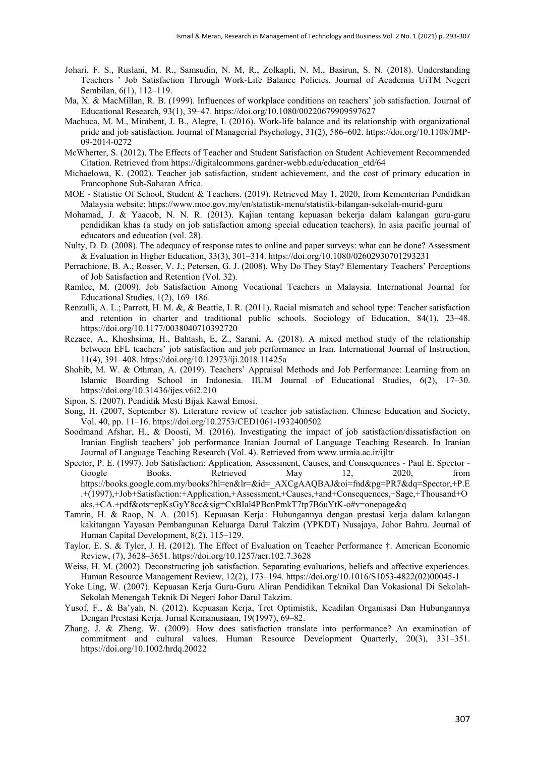Johari, F. S., Ruslani, M. R., Samsudin, N. M, R., Zolkapli, N. M., Basirun, S. N. (2018). Understanding Teachers ' Job Satisfaction Through Work-Life Balance Policies. Journal of Academia UiTM Negeri Sembilan, 6(1), 112–119.

Ma, X. & MacMillan, R. B. (1999). Influences of workplace conditions on teachers' job satisfaction. Journal of Educational Research, 93(1), 39–47. https://doi.org/10.1080/00220679909597627

Machuca, M. M., Mirabent, J. B., Alegre, I. (2016). Work-life balance and its relationship with organizational pride and job satisfaction. Journal of Managerial Psychology, 31(2), 586–602. https://doi.org/10.1108/JMP-09-2014-0272

McWherter, S. (2012). The Effects of Teacher and Student Satisfaction on Student Achievement Recommended Citation. Retrieved from https://digitalcommons.gardner-webb.edu/education_etd/64

Michaelowa, K. (2002). Teacher job satisfaction, student achievement, and the cost of primary education in Francophone Sub-Saharan Africa.

MOE - Statistic Of School, Student & Teachers. (2019). Retrieved May 1, 2020, from Kementerian Pendidkan Malaysia website: https://www.moe.gov.my/en/statistik-menu/statistik-bilangan-sekolah-murid-guru

Mohamad, J. & Yaacob, N. N. R. (2013). Kajian tentang kepuasan bekerja dalam kalangan guru-guru pendidikan khas (a study on job satisfaction among special education teachers). In asia pacific journal of educators and education (vol. 28).

Nulty, D. D. (2008). The adequacy of response rates to online and paper surveys: what can be done? Assessment & Evaluation in Higher Education, 33(3), 301–314. https://doi.org/10.1080/02602930701293231

Perrachione, B. A.; Rosser, V. J.; Petersen, G. J. (2008). Why Do They Stay? Elementary Teachers' Perceptions of Job Satisfaction and Retention (Vol. 32).

Ramlee, M. (2009). Job Satisfaction Among Vocational Teachers in Malaysia. International Journal for Educational Studies, 1(2), 169–186.

Renzulli, A. L.; Parrott, H. M. &, & Beattie, I. R. (2011). Racial mismatch and school type: Teacher satisfaction and retention in charter and traditional public schools. Sociology of Education, 84(1), 23–48. https://doi.org/10.1177/0038040710392720

Rezaee, A., Khoshsima, H., Bahtash, E, Z., Sarani, A. (2018). A mixed method study of the relationship between EFL teachers' job satisfaction and job performance in Iran. International Journal of Instruction, 11(4), 391–408. https://doi.org/10.12973/iji.2018.11425a

Shohib, M. W. & Othman, A. (2019). Teachers' Appraisal Methods and Job Performance: Learning from an Islamic Boarding School in Indonesia. IIUM Journal of Educational Studies, 6(2), 17–30. https://doi.org/10.31436/ijes.v6i2.210

Sipon, S. (2007). Pendidik Mesti Bijak Kawal Emosi.

Song, H. (2007, September 8). Literature review of teacher job satisfaction. Chinese Education and Society, Vol. 40, pp. 11–16. https://doi.org/10.2753/CED1061-1932400502

Soodmand Afshar, H., & Doosti, M. (2016). Investigating the impact of job satisfaction/dissatisfaction on Iranian English teachers' job performance Iranian Journal of Language Teaching Research. In Iranian Journal of Language Teaching Research (Vol. 4). Retrieved from www.urmia.ac.ir/ijltr

Spector, P. E. (1997). Job Satisfaction: Application, Assessment, Causes, and Consequences - Paul E. Spector - Google Books. Retrieved May 12, 2020, from https://books.google.com.my/books?hl=en&lr=&id=_AXCgAAQBAJ&oi=fnd&pg=PR7&dq=Spector,+P.E.+(1997),+Job+Satisfaction:+Application,+Assessment,+Causes,+and+Consequences,+Sage,+Thousand+Oaks,+CA.+pdf&ots=epKsGyY8cc&sig=CxBIal4PBcnPmkT7tp7B6uYtK-o#v=onepage&q

Tamrin, H. & Raop, N. A. (2015). Kepuasan Kerja : Hubungannya dengan prestasi kerja dalam kalangan kakitangan Yayasan Pembangunan Keluarga Darul Takzim (YPKDT) Nusajaya, Johor Bahru. Journal of Human Capital Development, 8(2), 115–129.

Taylor, E. S. & Tyler, J. H. (2012). The Effect of Evaluation on Teacher Performance †. American Economic Review, (7), 3628–3651. https://doi.org/10.1257/aer.102.7.3628

Weiss, H. M. (2002). Deconstructing job satisfaction. Separating evaluations, beliefs and affective experiences. Human Resource Management Review, 12(2), 173–194. https://doi.org/10.1016/S1053-4822(02)00045-1

Yoke Ling, W. (2007). Kepuasan Kerja Guru-Guru Aliran Pendidikan Teknikal Dan Vokasional Di Sekolah-Sekolah Menengah Teknik Di Negeri Johor Darul Takzim.

Yusof, F., & Ba'yah, N. (2012). Kepuasan Kerja, Tret Optimistik, Keadilan Organisasi Dan Hubungannya Dengan Prestasi Kerja. Jurnal Kemanusiaan, 19(1997), 69–82.

Zhang, J. & Zheng, W. (2009). How does satisfaction translate into performance? An examination of commitment and cultural values. Human Resource Development Quarterly, 20(3), 331–351. https://doi.org/10.1002/hrdq.20022